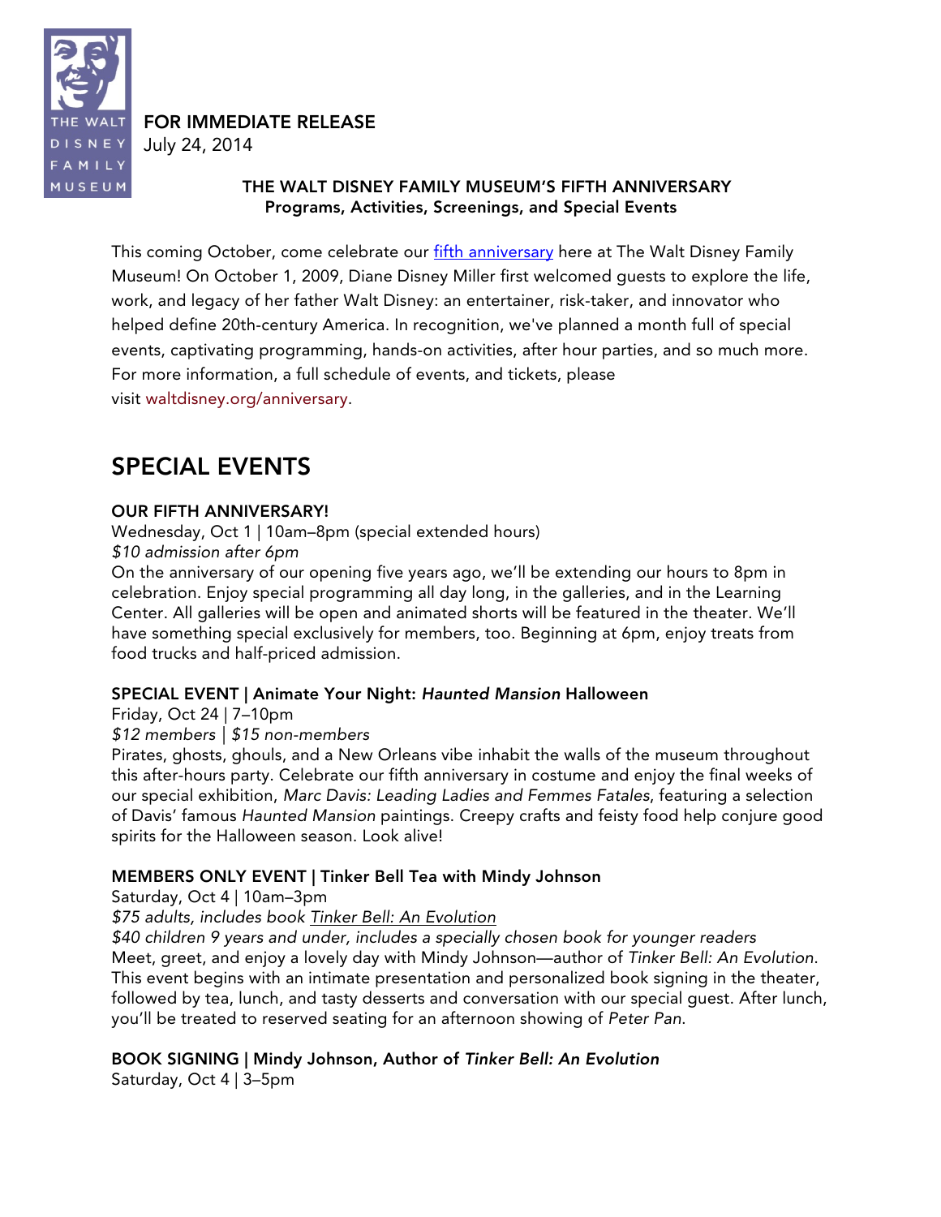THE WALT DISNEY FAMILY MUSEUM

**FOR IMMEDIATE RELEASE**
July 24, 2014

**THE WALT DISNEY FAMILY MUSEUM'S FIFTH ANNIVERSARY**
**Programs, Activities, Screenings, and Special Events**

This coming October, come celebrate our fifth anniversary here at The Walt Disney Family Museum! On October 1, 2009, Diane Disney Miller first welcomed guests to explore the life, work, and legacy of her father Walt Disney: an entertainer, risk-taker, and innovator who helped define 20th-century America. In recognition, we've planned a month full of special events, captivating programming, hands-on activities, after hour parties, and so much more. For more information, a full schedule of events, and tickets, please visit waltdisney.org/anniversary.

# SPECIAL EVENTS

**OUR FIFTH ANNIVERSARY!**
Wednesday, Oct 1 | 10am–8pm (special extended hours)
*$10 admission after 6pm*
On the anniversary of our opening five years ago, we'll be extending our hours to 8pm in celebration. Enjoy special programming all day long, in the galleries, and in the Learning Center. All galleries will be open and animated shorts will be featured in the theater. We'll have something special exclusively for members, too. Beginning at 6pm, enjoy treats from food trucks and half-priced admission.

**SPECIAL EVENT | Animate Your Night: *Haunted Mansion* Halloween**
Friday, Oct 24 | 7–10pm
*$12 members | $15 non-members*
Pirates, ghosts, ghouls, and a New Orleans vibe inhabit the walls of the museum throughout this after-hours party. Celebrate our fifth anniversary in costume and enjoy the final weeks of our special exhibition, *Marc Davis: Leading Ladies and Femmes Fatales*, featuring a selection of Davis' famous *Haunted Mansion* paintings. Creepy crafts and feisty food help conjure good spirits for the Halloween season. Look alive!

**MEMBERS ONLY EVENT | Tinker Bell Tea with Mindy Johnson**
Saturday, Oct 4 | 10am–3pm
*$75 adults, includes book Tinker Bell: An Evolution*
*$40 children 9 years and under, includes a specially chosen book for younger readers*
Meet, greet, and enjoy a lovely day with Mindy Johnson—author of *Tinker Bell: An Evolution*. This event begins with an intimate presentation and personalized book signing in the theater, followed by tea, lunch, and tasty desserts and conversation with our special guest. After lunch, you'll be treated to reserved seating for an afternoon showing of *Peter Pan*.

**BOOK SIGNING | Mindy Johnson, Author of *Tinker Bell: An Evolution***
Saturday, Oct 4 | 3–5pm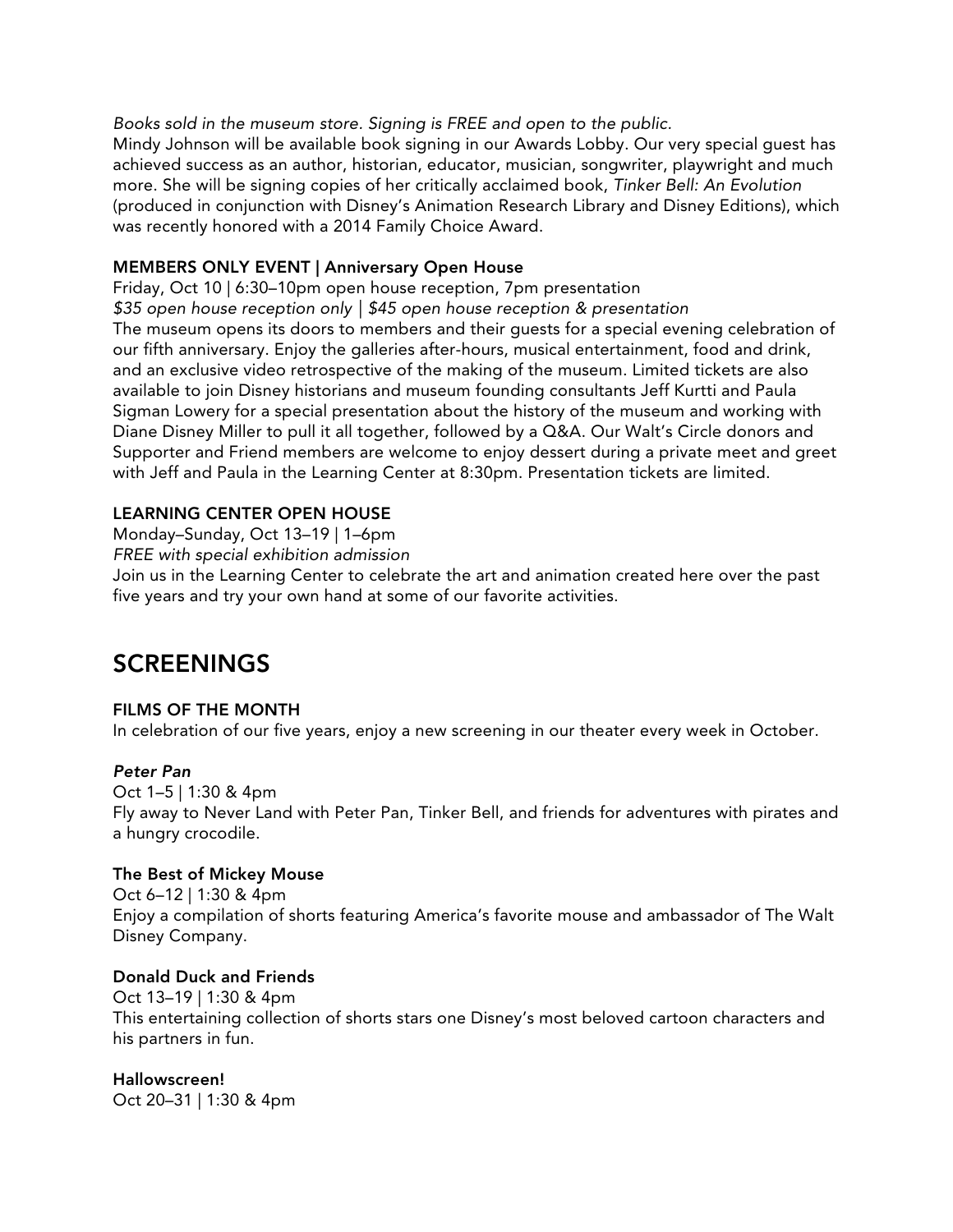*Books sold in the museum store. Signing is FREE and open to the public.*

Mindy Johnson will be available book signing in our Awards Lobby. Our very special guest has achieved success as an author, historian, educator, musician, songwriter, playwright and much more. She will be signing copies of her critically acclaimed book, *Tinker Bell: An Evolution* (produced in conjunction with Disney's Animation Research Library and Disney Editions), which was recently honored with a 2014 Family Choice Award.

**MEMBERS ONLY EVENT | Anniversary Open House**

Friday, Oct 10 | 6:30–10pm open house reception, 7pm presentation

*$35 open house reception only | $45 open house reception & presentation*

The museum opens its doors to members and their guests for a special evening celebration of our fifth anniversary. Enjoy the galleries after-hours, musical entertainment, food and drink, and an exclusive video retrospective of the making of the museum. Limited tickets are also available to join Disney historians and museum founding consultants Jeff Kurtti and Paula Sigman Lowery for a special presentation about the history of the museum and working with Diane Disney Miller to pull it all together, followed by a Q&A. Our Walt's Circle donors and Supporter and Friend members are welcome to enjoy dessert during a private meet and greet with Jeff and Paula in the Learning Center at 8:30pm. Presentation tickets are limited.

**LEARNING CENTER OPEN HOUSE**

Monday–Sunday, Oct 13–19 | 1–6pm

*FREE with special exhibition admission*

Join us in the Learning Center to celebrate the art and animation created here over the past five years and try your own hand at some of our favorite activities.

# SCREENINGS

**FILMS OF THE MONTH**

In celebration of our five years, enjoy a new screening in our theater every week in October.

***Peter Pan***

Oct 1–5 | 1:30 & 4pm

Fly away to Never Land with Peter Pan, Tinker Bell, and friends for adventures with pirates and a hungry crocodile.

**The Best of Mickey Mouse**

Oct 6–12 | 1:30 & 4pm

Enjoy a compilation of shorts featuring America's favorite mouse and ambassador of The Walt Disney Company.

**Donald Duck and Friends**

Oct 13–19 | 1:30 & 4pm

This entertaining collection of shorts stars one Disney's most beloved cartoon characters and his partners in fun.

**Hallowscreen!**

Oct 20–31 | 1:30 & 4pm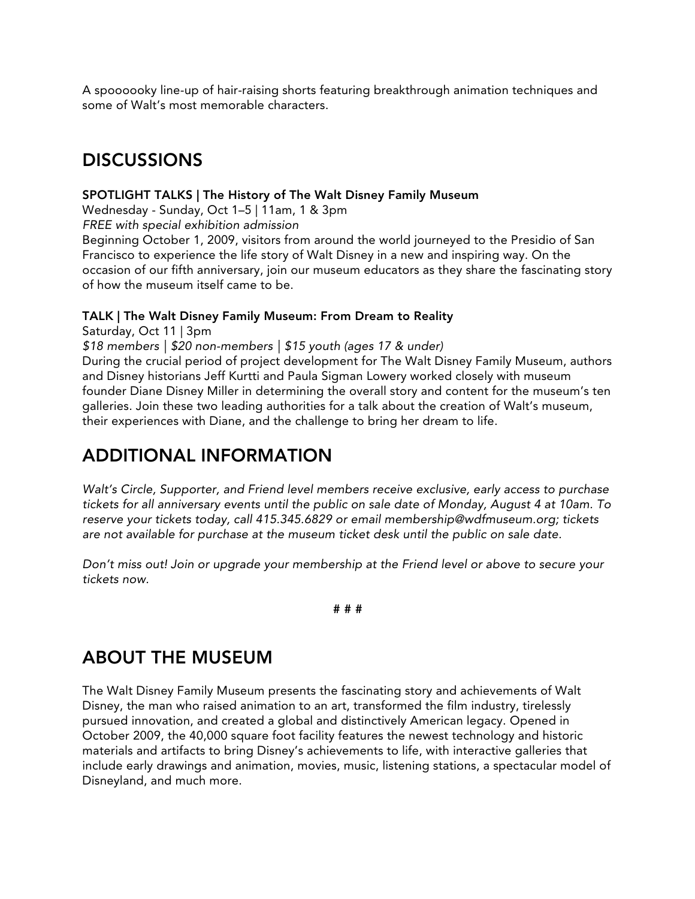A spoooooky line-up of hair-raising shorts featuring breakthrough animation techniques and some of Walt's most memorable characters.

## DISCUSSIONS

**SPOTLIGHT TALKS | The History of The Walt Disney Family Museum**

Wednesday - Sunday, Oct 1–5 | 11am, 1 & 3pm

*FREE with special exhibition admission*

Beginning October 1, 2009, visitors from around the world journeyed to the Presidio of San Francisco to experience the life story of Walt Disney in a new and inspiring way. On the occasion of our fifth anniversary, join our museum educators as they share the fascinating story of how the museum itself came to be.

**TALK | The Walt Disney Family Museum: From Dream to Reality**

Saturday, Oct 11 | 3pm

*$18 members | $20 non-members | $15 youth (ages 17 & under)*

During the crucial period of project development for The Walt Disney Family Museum, authors and Disney historians Jeff Kurtti and Paula Sigman Lowery worked closely with museum founder Diane Disney Miller in determining the overall story and content for the museum's ten galleries. Join these two leading authorities for a talk about the creation of Walt's museum, their experiences with Diane, and the challenge to bring her dream to life.

## ADDITIONAL INFORMATION

*Walt's Circle, Supporter, and Friend level members receive exclusive, early access to purchase tickets for all anniversary events until the public on sale date of Monday, August 4 at 10am. To reserve your tickets today, call 415.345.6829 or email membership@wdfmuseum.org; tickets are not available for purchase at the museum ticket desk until the public on sale date.*

*Don't miss out! Join or upgrade your membership at the Friend level or above to secure your tickets now.*

# # #

## ABOUT THE MUSEUM

The Walt Disney Family Museum presents the fascinating story and achievements of Walt Disney, the man who raised animation to an art, transformed the film industry, tirelessly pursued innovation, and created a global and distinctively American legacy. Opened in October 2009, the 40,000 square foot facility features the newest technology and historic materials and artifacts to bring Disney's achievements to life, with interactive galleries that include early drawings and animation, movies, music, listening stations, a spectacular model of Disneyland, and much more.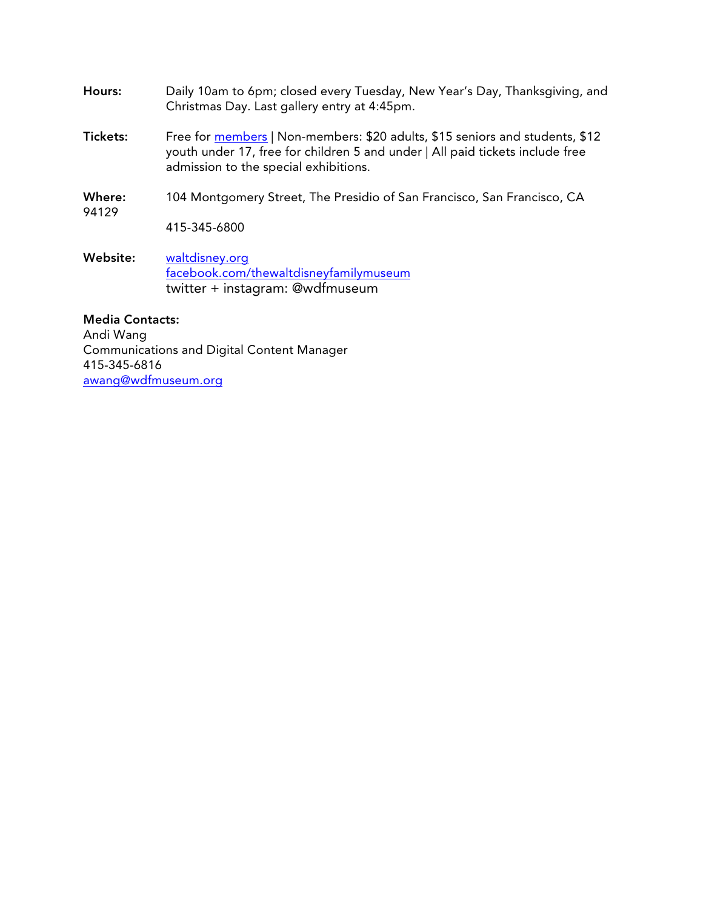**Hours:** Daily 10am to 6pm; closed every Tuesday, New Year's Day, Thanksgiving, and Christmas Day. Last gallery entry at 4:45pm.

**Tickets:** Free for members | Non-members: $20 adults, $15 seniors and students, $12 youth under 17, free for children 5 and under | All paid tickets include free admission to the special exhibitions.

**Where:** 104 Montgomery Street, The Presidio of San Francisco, San Francisco, CA 94129

415-345-6800

**Website:** waltdisney.org
facebook.com/thewaltdisneyfamilymuseum
twitter + instagram: @wdfmuseum

**Media Contacts:**
Andi Wang
Communications and Digital Content Manager
415-345-6816
awang@wdfmuseum.org